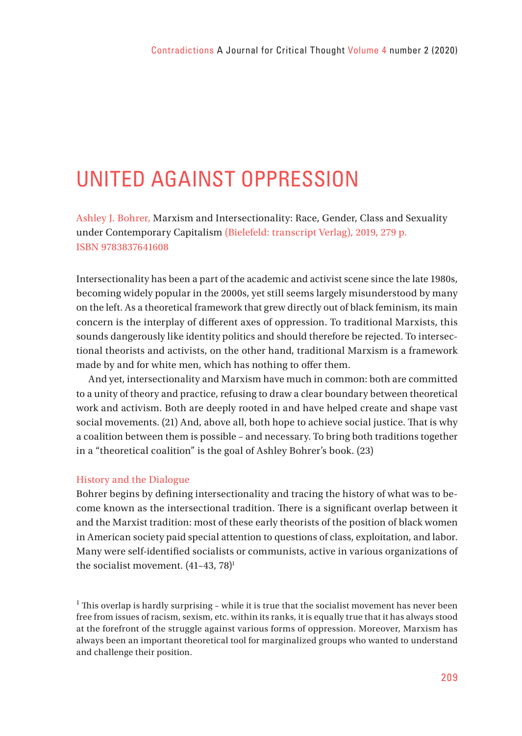# UNITED AGAINST OPPRESSION

Ashley J. Bohrer, Marxism and Intersectionality: Race, Gender, Class and Sexuality under Contemporary Capitalism (Bielefeld: transcript Verlag), 2019, 279 p. ISBN 9783837641608

Intersectionality has been a part of the academic and activist scene since the late 1980s, becoming widely popular in the 2000s, yet still seems largely misunderstood by many on the left. As a theoretical framework that grew directly out of black feminism, its main concern is the interplay of different axes of oppression. To traditional Marxists, this sounds dangerously like identity politics and should therefore be rejected. To intersectional theorists and activists, on the other hand, traditional Marxism is a framework made by and for white men, which has nothing to offer them.

And yet, intersectionality and Marxism have much in common: both are committed to a unity of theory and practice, refusing to draw a clear boundary between theoretical work and activism. Both are deeply rooted in and have helped create and shape vast social movements. (21) And, above all, both hope to achieve social justice. That is why a coalition between them is possible – and necessary. To bring both traditions together in a "theoretical coalition" is the goal of Ashley Bohrer's book. (23)

## History and the Dialogue

Bohrer begins by defining intersectionality and tracing the history of what was to become known as the intersectional tradition. There is a significant overlap between it and the Marxist tradition: most of these early theorists of the position of black women in American society paid special attention to questions of class, exploitation, and labor. Many were self-identified socialists or communists, active in various organizations of the socialist movement. (41–43, 78)[1]

[1] This overlap is hardly surprising – while it is true that the socialist movement has never been free from issues of racism, sexism, etc. within its ranks, it is equally true that it has always stood at the forefront of the struggle against various forms of oppression. Moreover, Marxism has always been an important theoretical tool for marginalized groups who wanted to understand and challenge their position.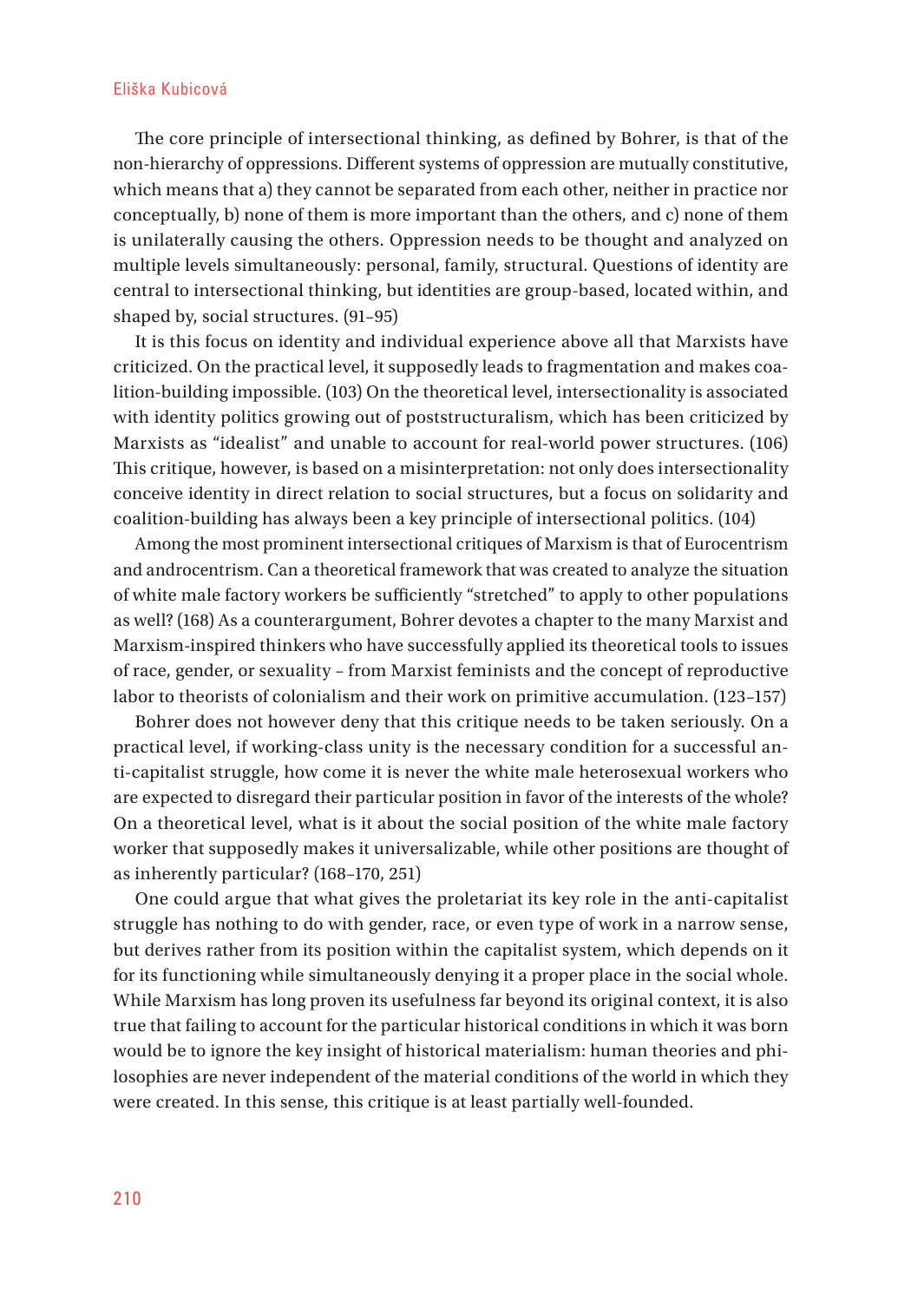The core principle of intersectional thinking, as defined by Bohrer, is that of the non-hierarchy of oppressions. Different systems of oppression are mutually constitutive, which means that a) they cannot be separated from each other, neither in practice nor conceptually, b) none of them is more important than the others, and c) none of them is unilaterally causing the others. Oppression needs to be thought and analyzed on multiple levels simultaneously: personal, family, structural. Questions of identity are central to intersectional thinking, but identities are group-based, located within, and shaped by, social structures. (91–95)

It is this focus on identity and individual experience above all that Marxists have criticized. On the practical level, it supposedly leads to fragmentation and makes coalition-building impossible. (103) On the theoretical level, intersectionality is associated with identity politics growing out of poststructuralism, which has been criticized by Marxists as "idealist" and unable to account for real-world power structures. (106) This critique, however, is based on a misinterpretation: not only does intersectionality conceive identity in direct relation to social structures, but a focus on solidarity and coalition-building has always been a key principle of intersectional politics. (104)

Among the most prominent intersectional critiques of Marxism is that of Eurocentrism and androcentrism. Can a theoretical framework that was created to analyze the situation of white male factory workers be sufficiently "stretched" to apply to other populations as well? (168) As a counterargument, Bohrer devotes a chapter to the many Marxist and Marxism-inspired thinkers who have successfully applied its theoretical tools to issues of race, gender, or sexuality – from Marxist feminists and the concept of reproductive labor to theorists of colonialism and their work on primitive accumulation. (123–157)

Bohrer does not however deny that this critique needs to be taken seriously. On a practical level, if working-class unity is the necessary condition for a successful anti-capitalist struggle, how come it is never the white male heterosexual workers who are expected to disregard their particular position in favor of the interests of the whole? On a theoretical level, what is it about the social position of the white male factory worker that supposedly makes it universalizable, while other positions are thought of as inherently particular? (168–170, 251)

One could argue that what gives the proletariat its key role in the anti-capitalist struggle has nothing to do with gender, race, or even type of work in a narrow sense, but derives rather from its position within the capitalist system, which depends on it for its functioning while simultaneously denying it a proper place in the social whole. While Marxism has long proven its usefulness far beyond its original context, it is also true that failing to account for the particular historical conditions in which it was born would be to ignore the key insight of historical materialism: human theories and philosophies are never independent of the material conditions of the world in which they were created. In this sense, this critique is at least partially well-founded.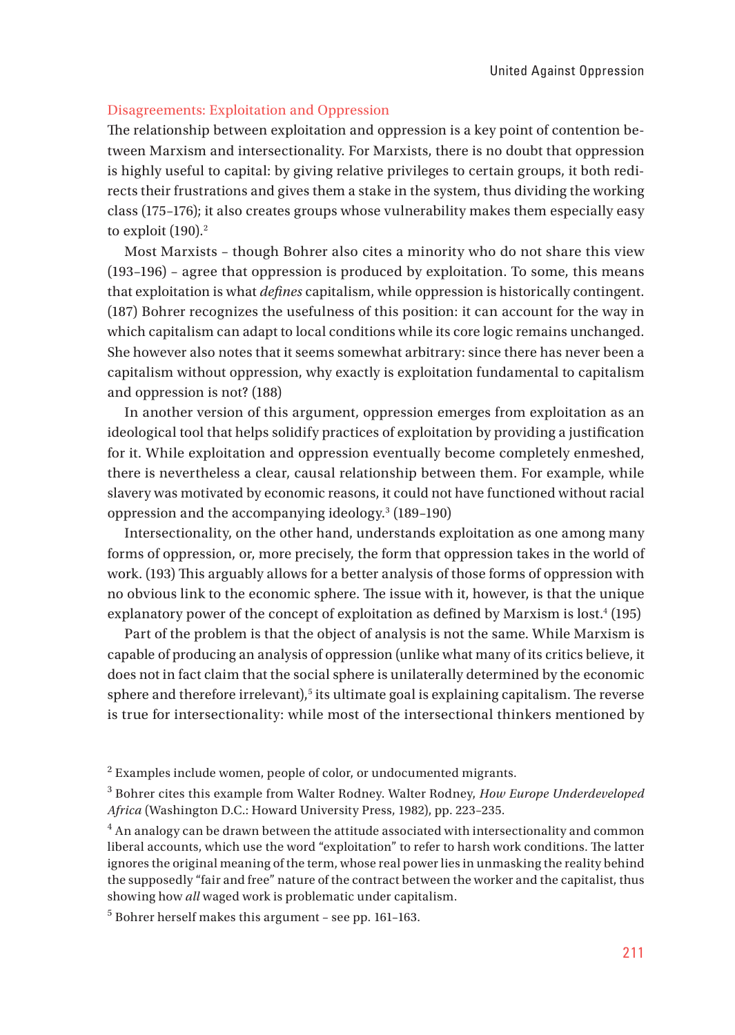## Disagreements: Exploitation and Oppression

The relationship between exploitation and oppression is a key point of contention between Marxism and intersectionality. For Marxists, there is no doubt that oppression is highly useful to capital: by giving relative privileges to certain groups, it both redirects their frustrations and gives them a stake in the system, thus dividing the working class (175–176); it also creates groups whose vulnerability makes them especially easy to exploit (190).[2]

Most Marxists – though Bohrer also cites a minority who do not share this view (193–196) – agree that oppression is produced by exploitation. To some, this means that exploitation is what *defines* capitalism, while oppression is historically contingent. (187) Bohrer recognizes the usefulness of this position: it can account for the way in which capitalism can adapt to local conditions while its core logic remains unchanged. She however also notes that it seems somewhat arbitrary: since there has never been a capitalism without oppression, why exactly is exploitation fundamental to capitalism and oppression is not? (188)

In another version of this argument, oppression emerges from exploitation as an ideological tool that helps solidify practices of exploitation by providing a justification for it. While exploitation and oppression eventually become completely enmeshed, there is nevertheless a clear, causal relationship between them. For example, while slavery was motivated by economic reasons, it could not have functioned without racial oppression and the accompanying ideology.[3] (189–190)

Intersectionality, on the other hand, understands exploitation as one among many forms of oppression, or, more precisely, the form that oppression takes in the world of work. (193) This arguably allows for a better analysis of those forms of oppression with no obvious link to the economic sphere. The issue with it, however, is that the unique explanatory power of the concept of exploitation as defined by Marxism is lost.[4] (195)

Part of the problem is that the object of analysis is not the same. While Marxism is capable of producing an analysis of oppression (unlike what many of its critics believe, it does not in fact claim that the social sphere is unilaterally determined by the economic sphere and therefore irrelevant),[5] its ultimate goal is explaining capitalism. The reverse is true for intersectionality: while most of the intersectional thinkers mentioned by

[2] Examples include women, people of color, or undocumented migrants.

[3] Bohrer cites this example from Walter Rodney. Walter Rodney, *How Europe Underdeveloped Africa* (Washington D.C.: Howard University Press, 1982), pp. 223–235.

[4] An analogy can be drawn between the attitude associated with intersectionality and common liberal accounts, which use the word "exploitation" to refer to harsh work conditions. The latter ignores the original meaning of the term, whose real power lies in unmasking the reality behind the supposedly "fair and free" nature of the contract between the worker and the capitalist, thus showing how *all* waged work is problematic under capitalism.

[5] Bohrer herself makes this argument – see pp. 161–163.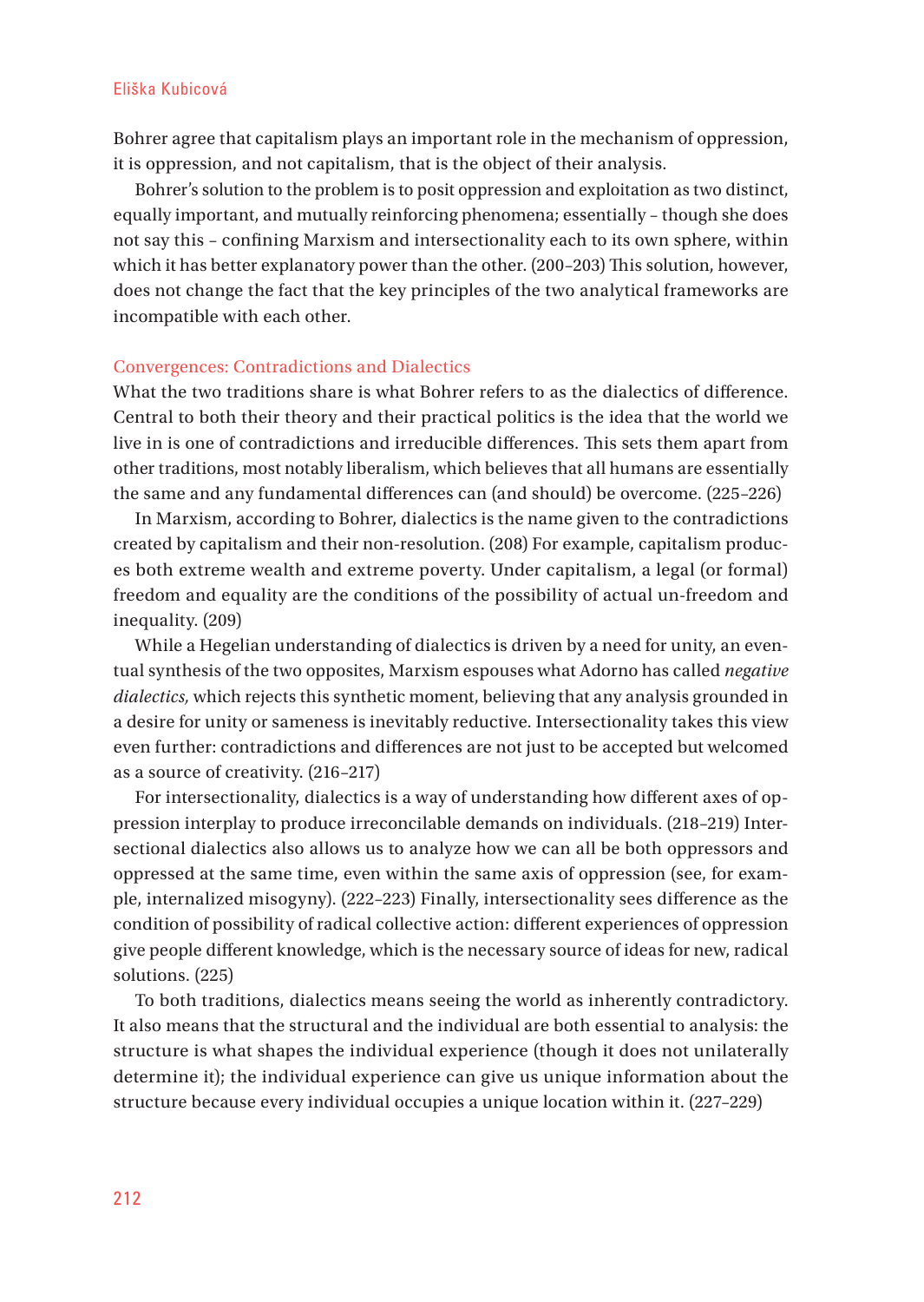Bohrer agree that capitalism plays an important role in the mechanism of oppression, it is oppression, and not capitalism, that is the object of their analysis.

Bohrer's solution to the problem is to posit oppression and exploitation as two distinct, equally important, and mutually reinforcing phenomena; essentially – though she does not say this – confining Marxism and intersectionality each to its own sphere, within which it has better explanatory power than the other. (200–203) This solution, however, does not change the fact that the key principles of the two analytical frameworks are incompatible with each other.

## Convergences: Contradictions and Dialectics

What the two traditions share is what Bohrer refers to as the dialectics of difference. Central to both their theory and their practical politics is the idea that the world we live in is one of contradictions and irreducible differences. This sets them apart from other traditions, most notably liberalism, which believes that all humans are essentially the same and any fundamental differences can (and should) be overcome. (225–226)

In Marxism, according to Bohrer, dialectics is the name given to the contradictions created by capitalism and their non-resolution. (208) For example, capitalism produces both extreme wealth and extreme poverty. Under capitalism, a legal (or formal) freedom and equality are the conditions of the possibility of actual un-freedom and inequality. (209)

While a Hegelian understanding of dialectics is driven by a need for unity, an eventual synthesis of the two opposites, Marxism espouses what Adorno has called *negative dialectics,* which rejects this synthetic moment, believing that any analysis grounded in a desire for unity or sameness is inevitably reductive. Intersectionality takes this view even further: contradictions and differences are not just to be accepted but welcomed as a source of creativity. (216–217)

For intersectionality, dialectics is a way of understanding how different axes of oppression interplay to produce irreconcilable demands on individuals. (218–219) Intersectional dialectics also allows us to analyze how we can all be both oppressors and oppressed at the same time, even within the same axis of oppression (see, for example, internalized misogyny). (222–223) Finally, intersectionality sees difference as the condition of possibility of radical collective action: different experiences of oppression give people different knowledge, which is the necessary source of ideas for new, radical solutions. (225)

To both traditions, dialectics means seeing the world as inherently contradictory. It also means that the structural and the individual are both essential to analysis: the structure is what shapes the individual experience (though it does not unilaterally determine it); the individual experience can give us unique information about the structure because every individual occupies a unique location within it. (227–229)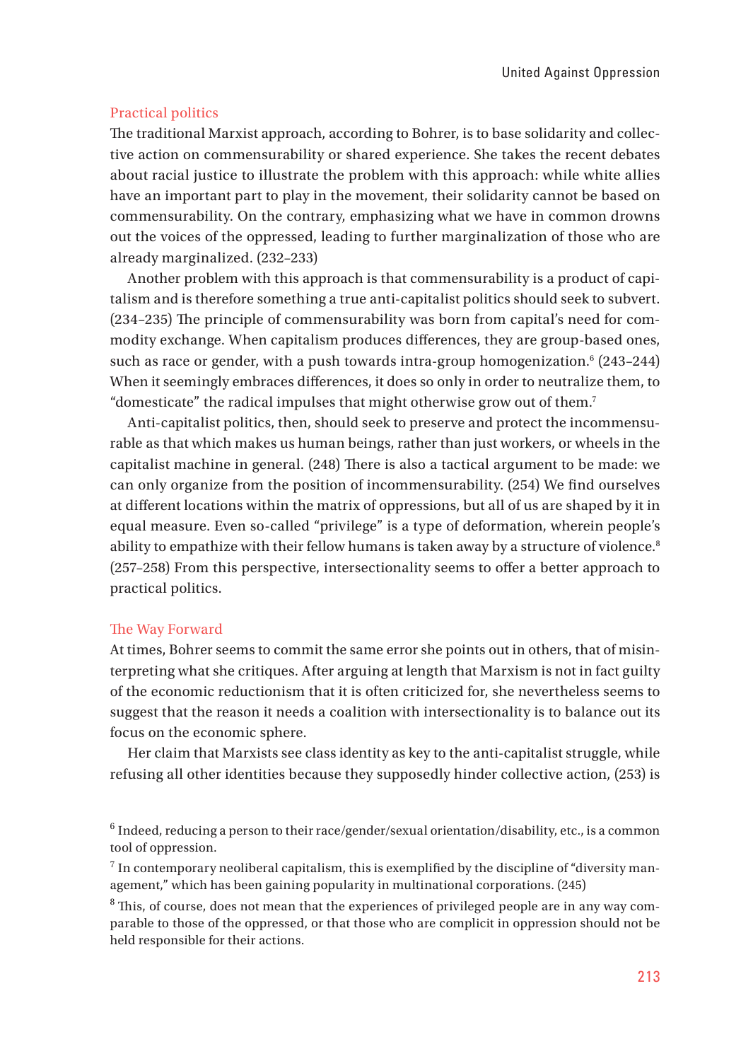## Practical politics

The traditional Marxist approach, according to Bohrer, is to base solidarity and collective action on commensurability or shared experience. She takes the recent debates about racial justice to illustrate the problem with this approach: while white allies have an important part to play in the movement, their solidarity cannot be based on commensurability. On the contrary, emphasizing what we have in common drowns out the voices of the oppressed, leading to further marginalization of those who are already marginalized. (232–233)

Another problem with this approach is that commensurability is a product of capitalism and is therefore something a true anti-capitalist politics should seek to subvert. (234–235) The principle of commensurability was born from capital's need for commodity exchange. When capitalism produces differences, they are group-based ones, such as race or gender, with a push towards intra-group homogenization.[6] (243–244) When it seemingly embraces differences, it does so only in order to neutralize them, to "domesticate" the radical impulses that might otherwise grow out of them.[7]

Anti-capitalist politics, then, should seek to preserve and protect the incommensurable as that which makes us human beings, rather than just workers, or wheels in the capitalist machine in general. (248) There is also a tactical argument to be made: we can only organize from the position of incommensurability. (254) We find ourselves at different locations within the matrix of oppressions, but all of us are shaped by it in equal measure. Even so-called "privilege" is a type of deformation, wherein people's ability to empathize with their fellow humans is taken away by a structure of violence.[8] (257–258) From this perspective, intersectionality seems to offer a better approach to practical politics.

## The Way Forward

At times, Bohrer seems to commit the same error she points out in others, that of misinterpreting what she critiques. After arguing at length that Marxism is not in fact guilty of the economic reductionism that it is often criticized for, she nevertheless seems to suggest that the reason it needs a coalition with intersectionality is to balance out its focus on the economic sphere.

Her claim that Marxists see class identity as key to the anti-capitalist struggle, while refusing all other identities because they supposedly hinder collective action, (253) is

[6] Indeed, reducing a person to their race/gender/sexual orientation/disability, etc., is a common tool of oppression.

[7] In contemporary neoliberal capitalism, this is exemplified by the discipline of "diversity management," which has been gaining popularity in multinational corporations. (245)

[8] This, of course, does not mean that the experiences of privileged people are in any way comparable to those of the oppressed, or that those who are complicit in oppression should not be held responsible for their actions.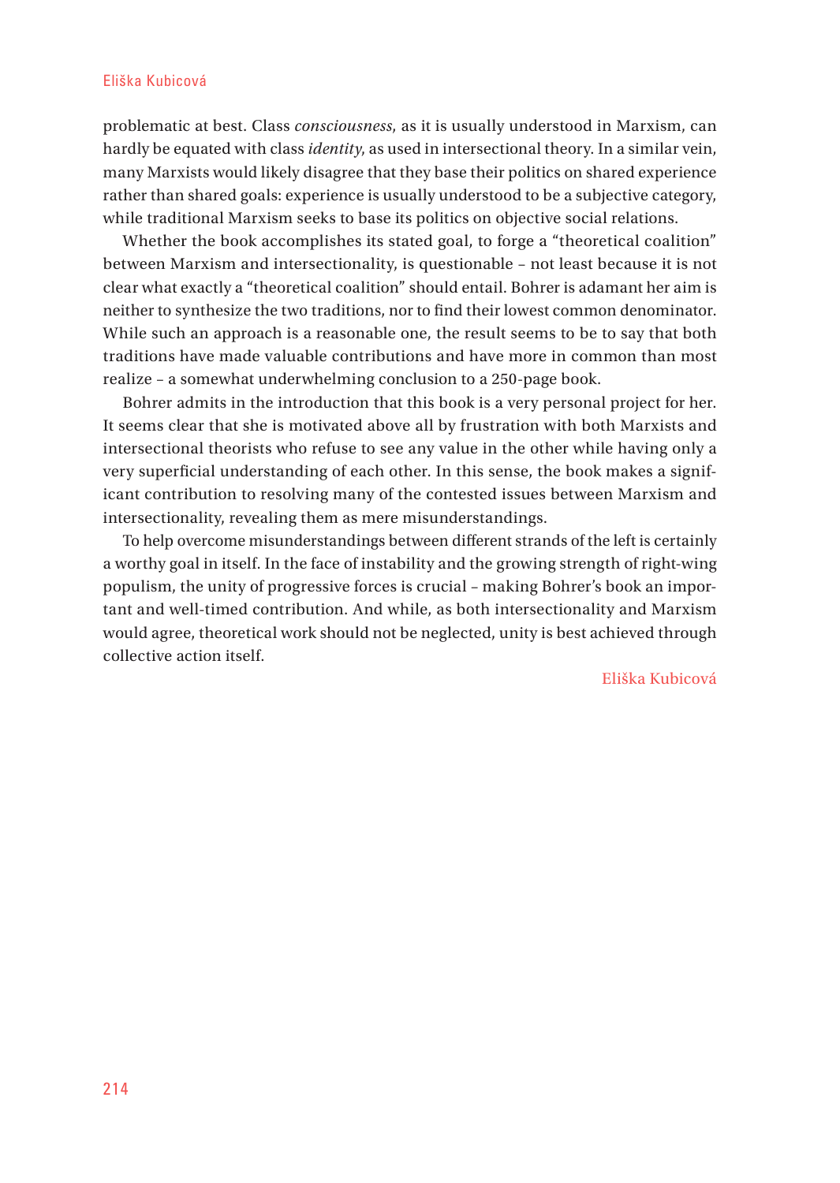problematic at best. Class *consciousness*, as it is usually understood in Marxism, can hardly be equated with class *identity*, as used in intersectional theory. In a similar vein, many Marxists would likely disagree that they base their politics on shared experience rather than shared goals: experience is usually understood to be a subjective category, while traditional Marxism seeks to base its politics on objective social relations.

Whether the book accomplishes its stated goal, to forge a "theoretical coalition" between Marxism and intersectionality, is questionable – not least because it is not clear what exactly a "theoretical coalition" should entail. Bohrer is adamant her aim is neither to synthesize the two traditions, nor to find their lowest common denominator. While such an approach is a reasonable one, the result seems to be to say that both traditions have made valuable contributions and have more in common than most realize – a somewhat underwhelming conclusion to a 250-page book.

Bohrer admits in the introduction that this book is a very personal project for her. It seems clear that she is motivated above all by frustration with both Marxists and intersectional theorists who refuse to see any value in the other while having only a very superficial understanding of each other. In this sense, the book makes a significant contribution to resolving many of the contested issues between Marxism and intersectionality, revealing them as mere misunderstandings.

To help overcome misunderstandings between different strands of the left is certainly a worthy goal in itself. In the face of instability and the growing strength of right-wing populism, the unity of progressive forces is crucial – making Bohrer's book an important and well-timed contribution. And while, as both intersectionality and Marxism would agree, theoretical work should not be neglected, unity is best achieved through collective action itself.

Eliška Kubicová